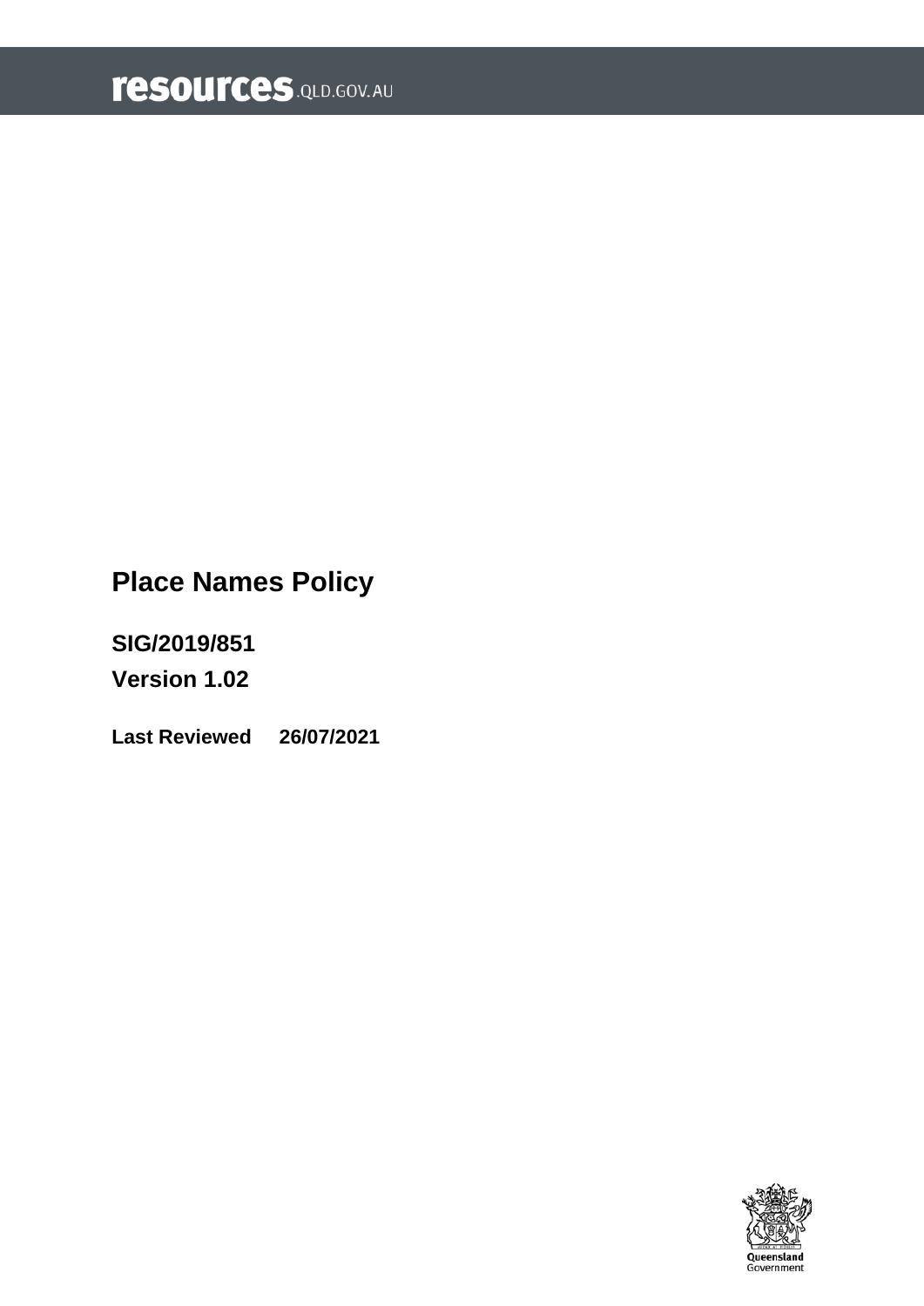resources.QLD.GOV.AU

# Place Names Policy

**SIG/2019/851**

**Version 1.02**

**Last Reviewed 26/07/2021**

Queensland Government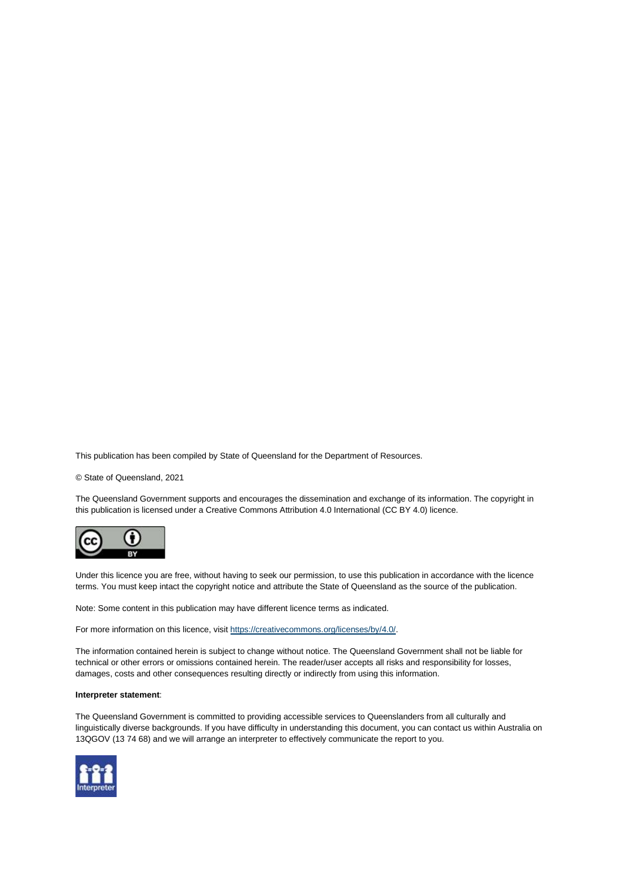This publication has been compiled by State of Queensland for the Department of Resources.

© State of Queensland, 2021

The Queensland Government supports and encourages the dissemination and exchange of its information. The copyright in this publication is licensed under a Creative Commons Attribution 4.0 International (CC BY 4.0) licence.

Under this licence you are free, without having to seek our permission, to use this publication in accordance with the licence terms. You must keep intact the copyright notice and attribute the State of Queensland as the source of the publication.

Note: Some content in this publication may have different licence terms as indicated.

For more information on this licence, visit https://creativecommons.org/licenses/by/4.0/.

The information contained herein is subject to change without notice. The Queensland Government shall not be liable for technical or other errors or omissions contained herein. The reader/user accepts all risks and responsibility for losses, damages, costs and other consequences resulting directly or indirectly from using this information.

**Interpreter statement**:

The Queensland Government is committed to providing accessible services to Queenslanders from all culturally and linguistically diverse backgrounds. If you have difficulty in understanding this document, you can contact us within Australia on 13QGOV (13 74 68) and we will arrange an interpreter to effectively communicate the report to you.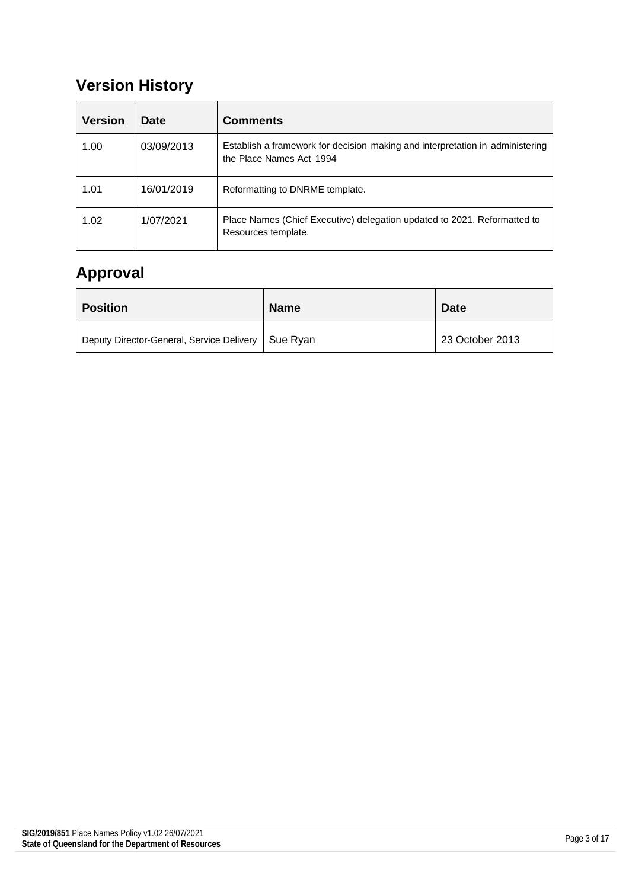## Version History

| Version | Date | Comments |
|---|---|---|
| 1.00 | 03/09/2013 | Establish a framework for decision making and interpretation in administering the Place Names Act 1994 |
| 1.01 | 16/01/2019 | Reformatting to DNRME template. |
| 1.02 | 1/07/2021 | Place Names (Chief Executive) delegation updated to 2021. Reformatted to Resources template. |

## Approval

| Position | Name | Date |
|---|---|---|
| Deputy Director-General, Service Delivery | Sue Ryan | 23 October 2013 |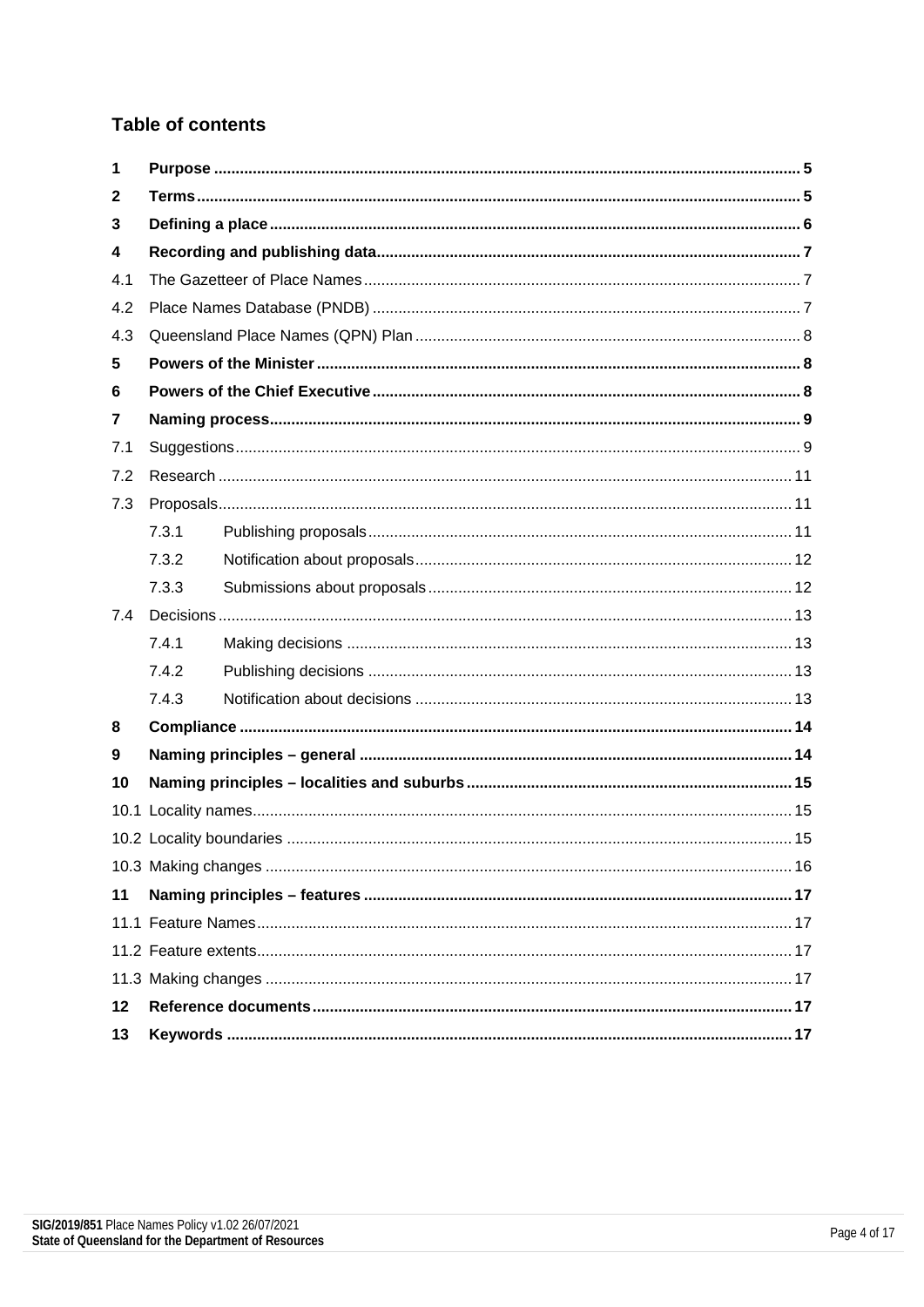## Table of contents

| | | |
|---|---|---|
| **1** | **Purpose** | **5** |
| **2** | **Terms** | **5** |
| **3** | **Defining a place** | **6** |
| **4** | **Recording and publishing data** | **7** |
| 4.1 | The Gazetteer of Place Names | 7 |
| 4.2 | Place Names Database (PNDB) | 7 |
| 4.3 | Queensland Place Names (QPN) Plan | 8 |
| **5** | **Powers of the Minister** | **8** |
| **6** | **Powers of the Chief Executive** | **8** |
| **7** | **Naming process** | **9** |
| 7.1 | Suggestions | 9 |
| 7.2 | Research | 11 |
| 7.3 | Proposals | 11 |
| | 7.3.1 Publishing proposals | 11 |
| | 7.3.2 Notification about proposals | 12 |
| | 7.3.3 Submissions about proposals | 12 |
| 7.4 | Decisions | 13 |
| | 7.4.1 Making decisions | 13 |
| | 7.4.2 Publishing decisions | 13 |
| | 7.4.3 Notification about decisions | 13 |
| **8** | **Compliance** | **14** |
| **9** | **Naming principles – general** | **14** |
| **10** | **Naming principles – localities and suburbs** | **15** |
| 10.1 | Locality names | 15 |
| 10.2 | Locality boundaries | 15 |
| 10.3 | Making changes | 16 |
| **11** | **Naming principles – features** | **17** |
| 11.1 | Feature Names | 17 |
| 11.2 | Feature extents | 17 |
| 11.3 | Making changes | 17 |
| **12** | **Reference documents** | **17** |
| **13** | **Keywords** | **17** |

**SIG/2019/851** Place Names Policy v1.02 26/07/2021
**State of Queensland for the Department of Resources**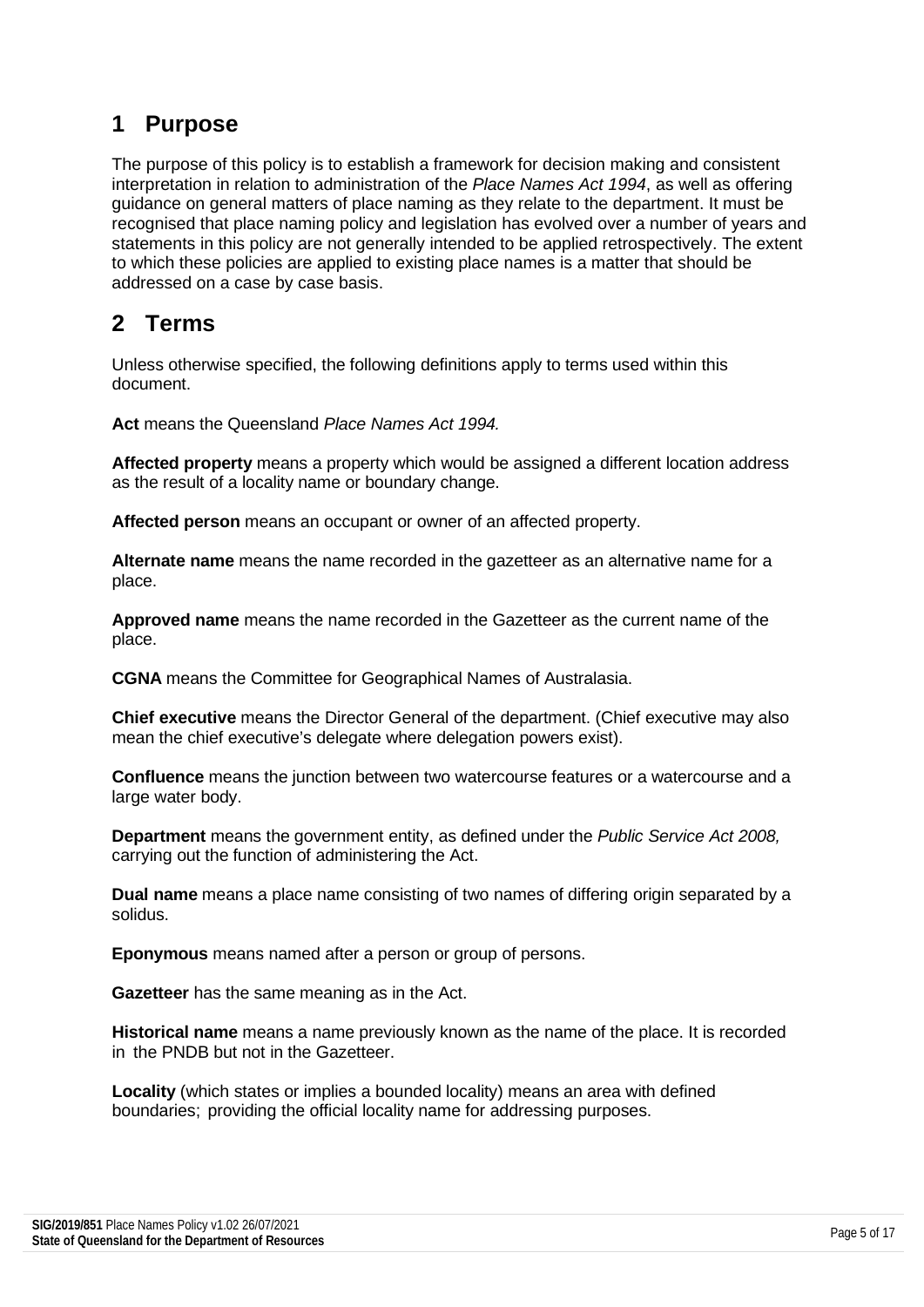# 1 Purpose

The purpose of this policy is to establish a framework for decision making and consistent interpretation in relation to administration of the *Place Names Act 1994*, as well as offering guidance on general matters of place naming as they relate to the department. It must be recognised that place naming policy and legislation has evolved over a number of years and statements in this policy are not generally intended to be applied retrospectively. The extent to which these policies are applied to existing place names is a matter that should be addressed on a case by case basis.

# 2 Terms

Unless otherwise specified, the following definitions apply to terms used within this document.

**Act** means the Queensland *Place Names Act 1994.*

**Affected property** means a property which would be assigned a different location address as the result of a locality name or boundary change.

**Affected person** means an occupant or owner of an affected property.

**Alternate name** means the name recorded in the gazetteer as an alternative name for a place.

**Approved name** means the name recorded in the Gazetteer as the current name of the place.

**CGNA** means the Committee for Geographical Names of Australasia.

**Chief executive** means the Director General of the department. (Chief executive may also mean the chief executive's delegate where delegation powers exist).

**Confluence** means the junction between two watercourse features or a watercourse and a large water body.

**Department** means the government entity, as defined under the *Public Service Act 2008,* carrying out the function of administering the Act.

**Dual name** means a place name consisting of two names of differing origin separated by a solidus.

**Eponymous** means named after a person or group of persons.

**Gazetteer** has the same meaning as in the Act.

**Historical name** means a name previously known as the name of the place. It is recorded in the PNDB but not in the Gazetteer.

**Locality** (which states or implies a bounded locality) means an area with defined boundaries; providing the official locality name for addressing purposes.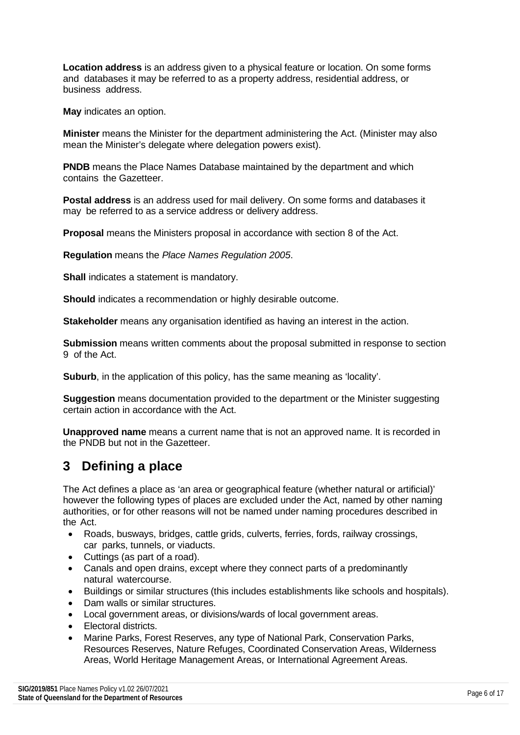**Location address** is an address given to a physical feature or location. On some forms and databases it may be referred to as a property address, residential address, or business address.

**May** indicates an option.

**Minister** means the Minister for the department administering the Act. (Minister may also mean the Minister's delegate where delegation powers exist).

**PNDB** means the Place Names Database maintained by the department and which contains the Gazetteer.

**Postal address** is an address used for mail delivery. On some forms and databases it may be referred to as a service address or delivery address.

**Proposal** means the Ministers proposal in accordance with section 8 of the Act.

**Regulation** means the *Place Names Regulation 2005*.

**Shall** indicates a statement is mandatory.

**Should** indicates a recommendation or highly desirable outcome.

**Stakeholder** means any organisation identified as having an interest in the action.

**Submission** means written comments about the proposal submitted in response to section 9 of the Act.

**Suburb**, in the application of this policy, has the same meaning as 'locality'.

**Suggestion** means documentation provided to the department or the Minister suggesting certain action in accordance with the Act.

**Unapproved name** means a current name that is not an approved name. It is recorded in the PNDB but not in the Gazetteer.

# 3 Defining a place

The Act defines a place as 'an area or geographical feature (whether natural or artificial)' however the following types of places are excluded under the Act, named by other naming authorities, or for other reasons will not be named under naming procedures described in the Act.

- Roads, busways, bridges, cattle grids, culverts, ferries, fords, railway crossings, car parks, tunnels, or viaducts.
- Cuttings (as part of a road).
- Canals and open drains, except where they connect parts of a predominantly natural watercourse.
- Buildings or similar structures (this includes establishments like schools and hospitals).
- Dam walls or similar structures.
- Local government areas, or divisions/wards of local government areas.
- Electoral districts.
- Marine Parks, Forest Reserves, any type of National Park, Conservation Parks, Resources Reserves, Nature Refuges, Coordinated Conservation Areas, Wilderness Areas, World Heritage Management Areas, or International Agreement Areas.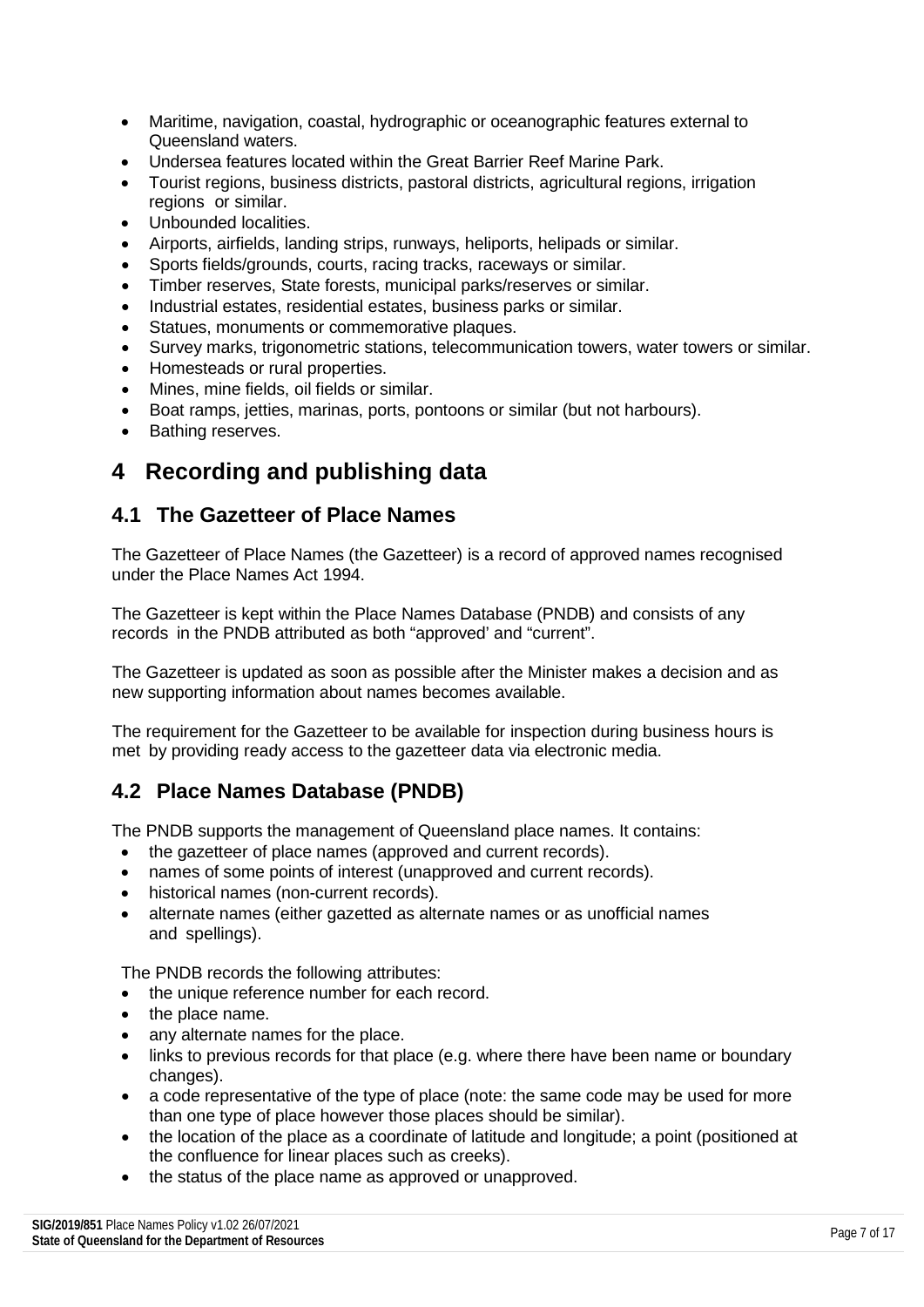- Maritime, navigation, coastal, hydrographic or oceanographic features external to Queensland waters.
- Undersea features located within the Great Barrier Reef Marine Park.
- Tourist regions, business districts, pastoral districts, agricultural regions, irrigation regions or similar.
- Unbounded localities.
- Airports, airfields, landing strips, runways, heliports, helipads or similar.
- Sports fields/grounds, courts, racing tracks, raceways or similar.
- Timber reserves, State forests, municipal parks/reserves or similar.
- Industrial estates, residential estates, business parks or similar.
- Statues, monuments or commemorative plaques.
- Survey marks, trigonometric stations, telecommunication towers, water towers or similar.
- Homesteads or rural properties.
- Mines, mine fields, oil fields or similar.
- Boat ramps, jetties, marinas, ports, pontoons or similar (but not harbours).
- Bathing reserves.

# 4 Recording and publishing data

## 4.1 The Gazetteer of Place Names

The Gazetteer of Place Names (the Gazetteer) is a record of approved names recognised under the Place Names Act 1994.

The Gazetteer is kept within the Place Names Database (PNDB) and consists of any records in the PNDB attributed as both "approved' and "current".

The Gazetteer is updated as soon as possible after the Minister makes a decision and as new supporting information about names becomes available.

The requirement for the Gazetteer to be available for inspection during business hours is met by providing ready access to the gazetteer data via electronic media.

## 4.2 Place Names Database (PNDB)

The PNDB supports the management of Queensland place names. It contains:

- the gazetteer of place names (approved and current records).
- names of some points of interest (unapproved and current records).
- historical names (non-current records).
- alternate names (either gazetted as alternate names or as unofficial names and spellings).

The PNDB records the following attributes:

- the unique reference number for each record.
- the place name.
- any alternate names for the place.
- links to previous records for that place (e.g. where there have been name or boundary changes).
- a code representative of the type of place (note: the same code may be used for more than one type of place however those places should be similar).
- the location of the place as a coordinate of latitude and longitude; a point (positioned at the confluence for linear places such as creeks).
- the status of the place name as approved or unapproved.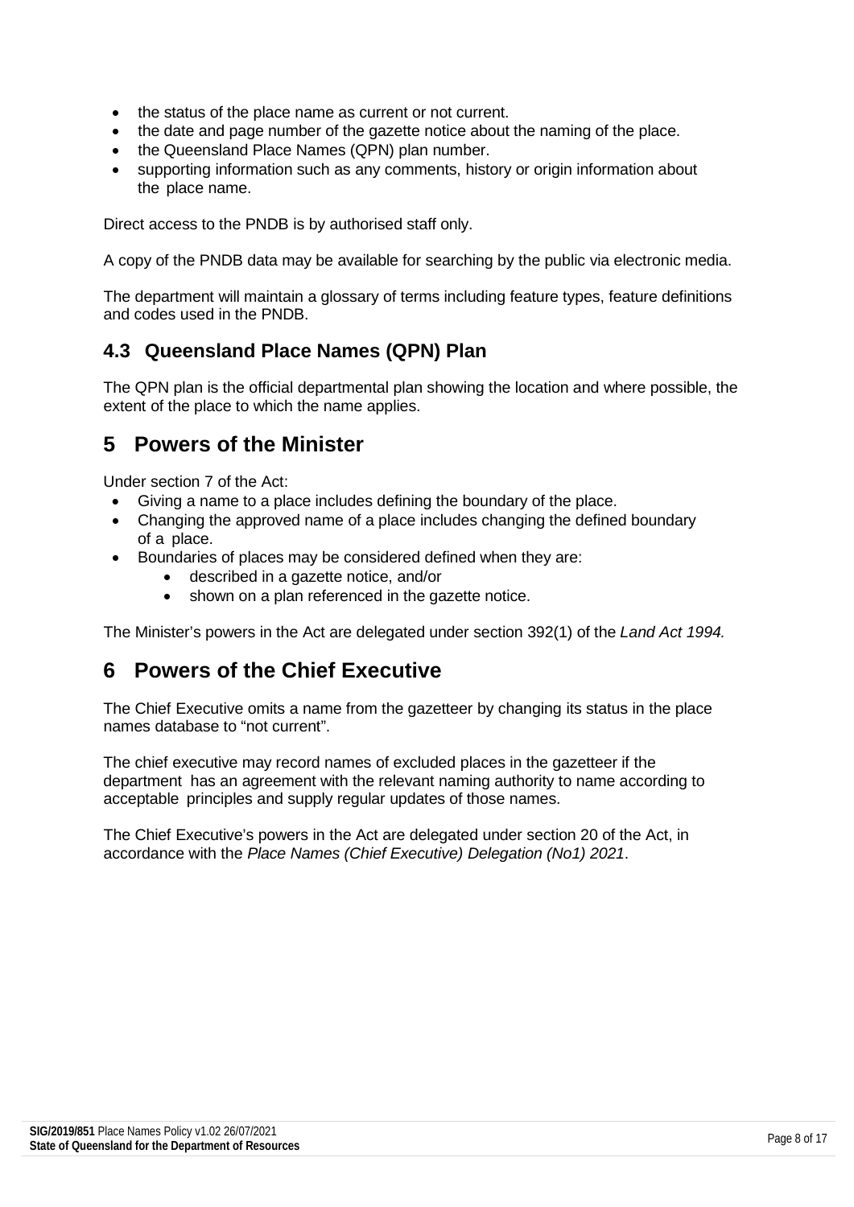- the status of the place name as current or not current.
- the date and page number of the gazette notice about the naming of the place.
- the Queensland Place Names (QPN) plan number.
- supporting information such as any comments, history or origin information about the place name.

Direct access to the PNDB is by authorised staff only.

A copy of the PNDB data may be available for searching by the public via electronic media.

The department will maintain a glossary of terms including feature types, feature definitions and codes used in the PNDB.

### 4.3 Queensland Place Names (QPN) Plan

The QPN plan is the official departmental plan showing the location and where possible, the extent of the place to which the name applies.

## 5 Powers of the Minister

Under section 7 of the Act:

- Giving a name to a place includes defining the boundary of the place.
- Changing the approved name of a place includes changing the defined boundary of a place.
- Boundaries of places may be considered defined when they are:
  - described in a gazette notice, and/or
  - shown on a plan referenced in the gazette notice.

The Minister's powers in the Act are delegated under section 392(1) of the *Land Act 1994.*

## 6 Powers of the Chief Executive

The Chief Executive omits a name from the gazetteer by changing its status in the place names database to "not current".

The chief executive may record names of excluded places in the gazetteer if the department has an agreement with the relevant naming authority to name according to acceptable principles and supply regular updates of those names.

The Chief Executive's powers in the Act are delegated under section 20 of the Act, in accordance with the *Place Names (Chief Executive) Delegation (No1) 2021*.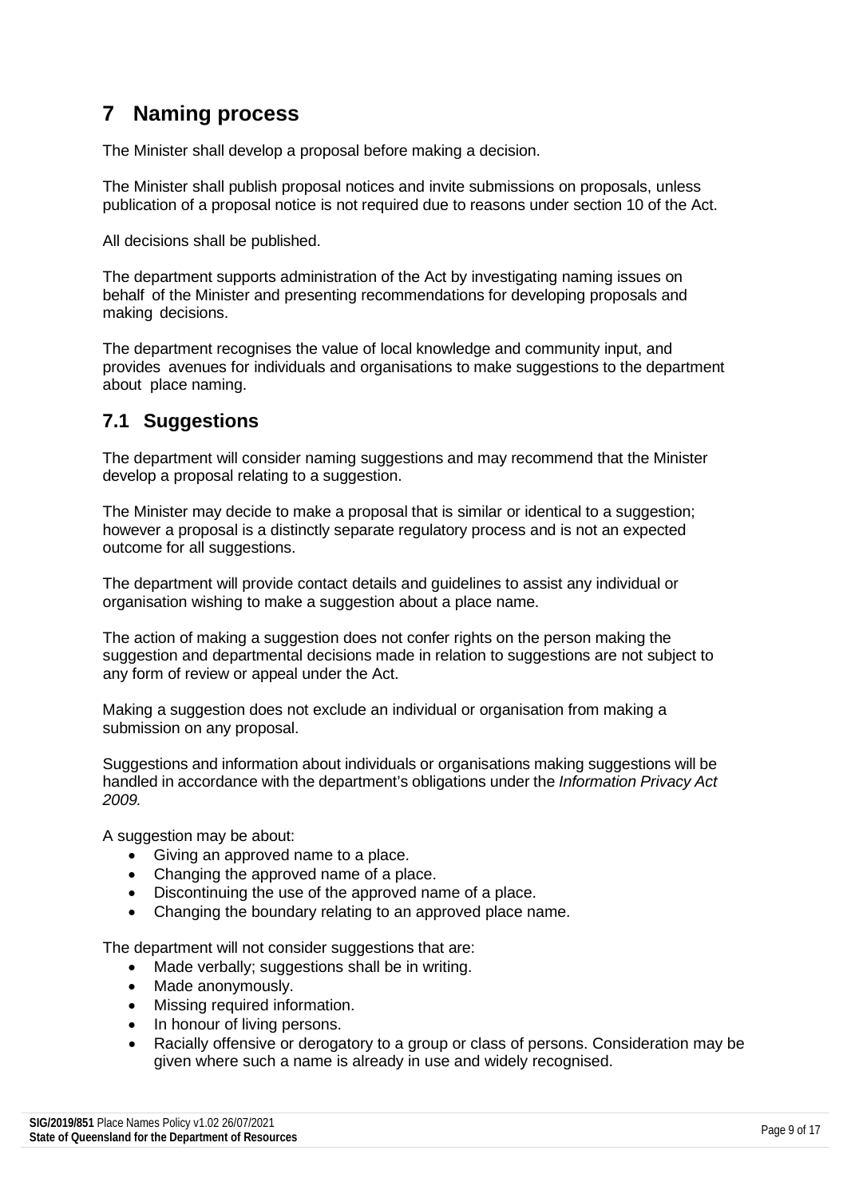# 7 Naming process

The Minister shall develop a proposal before making a decision.

The Minister shall publish proposal notices and invite submissions on proposals, unless publication of a proposal notice is not required due to reasons under section 10 of the Act.

All decisions shall be published.

The department supports administration of the Act by investigating naming issues on behalf of the Minister and presenting recommendations for developing proposals and making decisions.

The department recognises the value of local knowledge and community input, and provides avenues for individuals and organisations to make suggestions to the department about place naming.

## 7.1 Suggestions

The department will consider naming suggestions and may recommend that the Minister develop a proposal relating to a suggestion.

The Minister may decide to make a proposal that is similar or identical to a suggestion; however a proposal is a distinctly separate regulatory process and is not an expected outcome for all suggestions.

The department will provide contact details and guidelines to assist any individual or organisation wishing to make a suggestion about a place name.

The action of making a suggestion does not confer rights on the person making the suggestion and departmental decisions made in relation to suggestions are not subject to any form of review or appeal under the Act.

Making a suggestion does not exclude an individual or organisation from making a submission on any proposal.

Suggestions and information about individuals or organisations making suggestions will be handled in accordance with the department's obligations under the *Information Privacy Act 2009.*

A suggestion may be about:

- Giving an approved name to a place.
- Changing the approved name of a place.
- Discontinuing the use of the approved name of a place.
- Changing the boundary relating to an approved place name.

The department will not consider suggestions that are:

- Made verbally; suggestions shall be in writing.
- Made anonymously.
- Missing required information.
- In honour of living persons.
- Racially offensive or derogatory to a group or class of persons. Consideration may be given where such a name is already in use and widely recognised.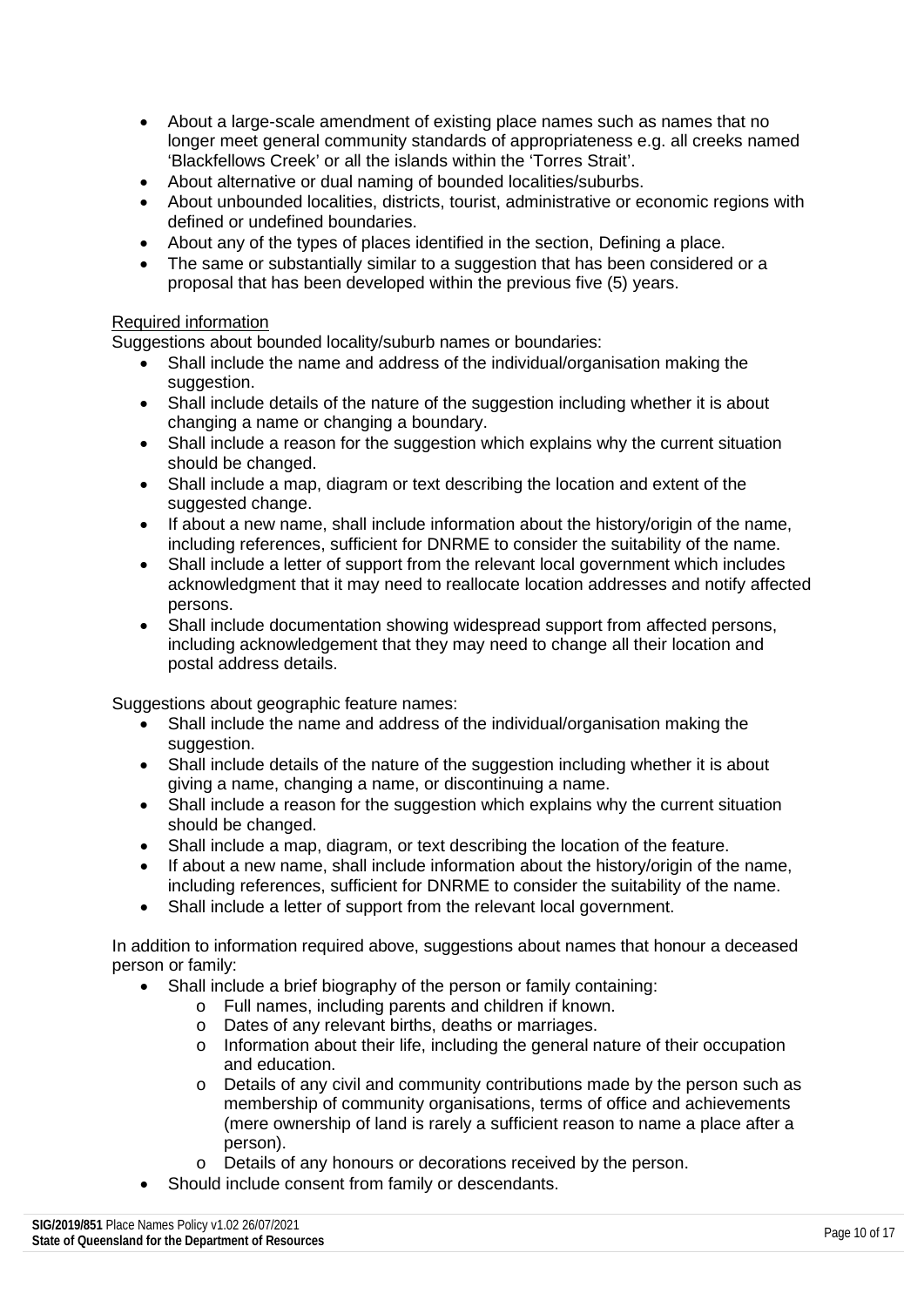- About a large-scale amendment of existing place names such as names that no longer meet general community standards of appropriateness e.g. all creeks named 'Blackfellows Creek' or all the islands within the 'Torres Strait'.
- About alternative or dual naming of bounded localities/suburbs.
- About unbounded localities, districts, tourist, administrative or economic regions with defined or undefined boundaries.
- About any of the types of places identified in the section, Defining a place.
- The same or substantially similar to a suggestion that has been considered or a proposal that has been developed within the previous five (5) years.

Required information

Suggestions about bounded locality/suburb names or boundaries:

- Shall include the name and address of the individual/organisation making the suggestion.
- Shall include details of the nature of the suggestion including whether it is about changing a name or changing a boundary.
- Shall include a reason for the suggestion which explains why the current situation should be changed.
- Shall include a map, diagram or text describing the location and extent of the suggested change.
- If about a new name, shall include information about the history/origin of the name, including references, sufficient for DNRME to consider the suitability of the name.
- Shall include a letter of support from the relevant local government which includes acknowledgment that it may need to reallocate location addresses and notify affected persons.
- Shall include documentation showing widespread support from affected persons, including acknowledgement that they may need to change all their location and postal address details.

Suggestions about geographic feature names:

- Shall include the name and address of the individual/organisation making the suggestion.
- Shall include details of the nature of the suggestion including whether it is about giving a name, changing a name, or discontinuing a name.
- Shall include a reason for the suggestion which explains why the current situation should be changed.
- Shall include a map, diagram, or text describing the location of the feature.
- If about a new name, shall include information about the history/origin of the name, including references, sufficient for DNRME to consider the suitability of the name.
- Shall include a letter of support from the relevant local government.

In addition to information required above, suggestions about names that honour a deceased person or family:

- Shall include a brief biography of the person or family containing:
  - Full names, including parents and children if known.
  - Dates of any relevant births, deaths or marriages.
  - Information about their life, including the general nature of their occupation and education.
  - Details of any civil and community contributions made by the person such as membership of community organisations, terms of office and achievements (mere ownership of land is rarely a sufficient reason to name a place after a person).
  - Details of any honours or decorations received by the person.
- Should include consent from family or descendants.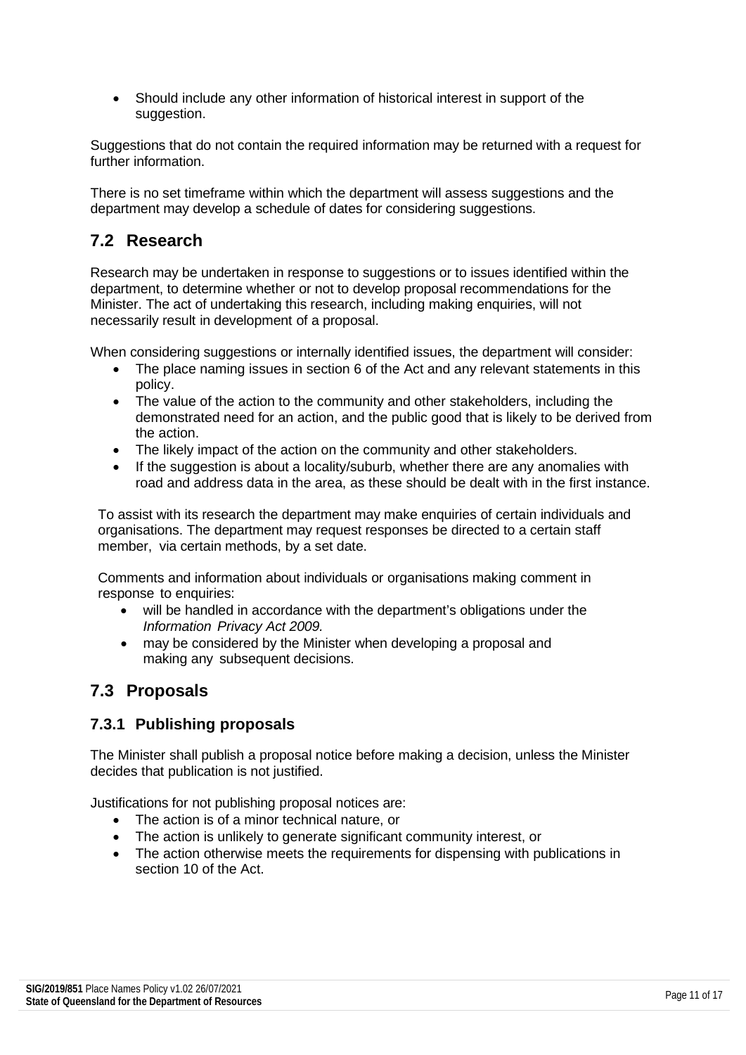- Should include any other information of historical interest in support of the suggestion.

Suggestions that do not contain the required information may be returned with a request for further information.

There is no set timeframe within which the department will assess suggestions and the department may develop a schedule of dates for considering suggestions.

## 7.2 Research

Research may be undertaken in response to suggestions or to issues identified within the department, to determine whether or not to develop proposal recommendations for the Minister. The act of undertaking this research, including making enquiries, will not necessarily result in development of a proposal.

When considering suggestions or internally identified issues, the department will consider:

- The place naming issues in section 6 of the Act and any relevant statements in this policy.
- The value of the action to the community and other stakeholders, including the demonstrated need for an action, and the public good that is likely to be derived from the action.
- The likely impact of the action on the community and other stakeholders.
- If the suggestion is about a locality/suburb, whether there are any anomalies with road and address data in the area, as these should be dealt with in the first instance.

To assist with its research the department may make enquiries of certain individuals and organisations. The department may request responses be directed to a certain staff member, via certain methods, by a set date.

Comments and information about individuals or organisations making comment in response to enquiries:

- will be handled in accordance with the department's obligations under the *Information Privacy Act 2009.*
- may be considered by the Minister when developing a proposal and making any subsequent decisions.

## 7.3 Proposals

### 7.3.1 Publishing proposals

The Minister shall publish a proposal notice before making a decision, unless the Minister decides that publication is not justified.

Justifications for not publishing proposal notices are:

- The action is of a minor technical nature, or
- The action is unlikely to generate significant community interest, or
- The action otherwise meets the requirements for dispensing with publications in section 10 of the Act.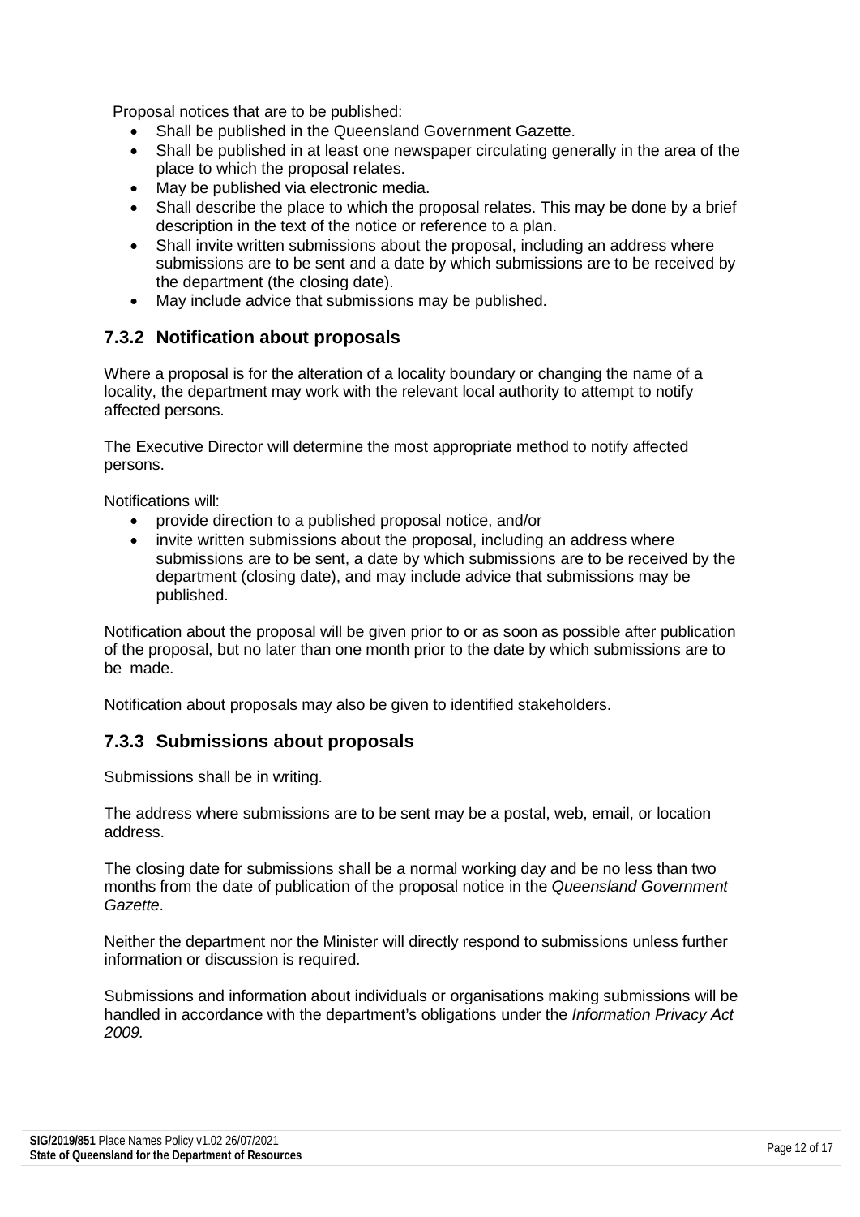Proposal notices that are to be published:

- Shall be published in the Queensland Government Gazette.
- Shall be published in at least one newspaper circulating generally in the area of the place to which the proposal relates.
- May be published via electronic media.
- Shall describe the place to which the proposal relates. This may be done by a brief description in the text of the notice or reference to a plan.
- Shall invite written submissions about the proposal, including an address where submissions are to be sent and a date by which submissions are to be received by the department (the closing date).
- May include advice that submissions may be published.

### 7.3.2 Notification about proposals

Where a proposal is for the alteration of a locality boundary or changing the name of a locality, the department may work with the relevant local authority to attempt to notify affected persons.

The Executive Director will determine the most appropriate method to notify affected persons.

Notifications will:

- provide direction to a published proposal notice, and/or
- invite written submissions about the proposal, including an address where submissions are to be sent, a date by which submissions are to be received by the department (closing date), and may include advice that submissions may be published.

Notification about the proposal will be given prior to or as soon as possible after publication of the proposal, but no later than one month prior to the date by which submissions are to be made.

Notification about proposals may also be given to identified stakeholders.

### 7.3.3 Submissions about proposals

Submissions shall be in writing.

The address where submissions are to be sent may be a postal, web, email, or location address.

The closing date for submissions shall be a normal working day and be no less than two months from the date of publication of the proposal notice in the *Queensland Government Gazette*.

Neither the department nor the Minister will directly respond to submissions unless further information or discussion is required.

Submissions and information about individuals or organisations making submissions will be handled in accordance with the department's obligations under the *Information Privacy Act 2009.*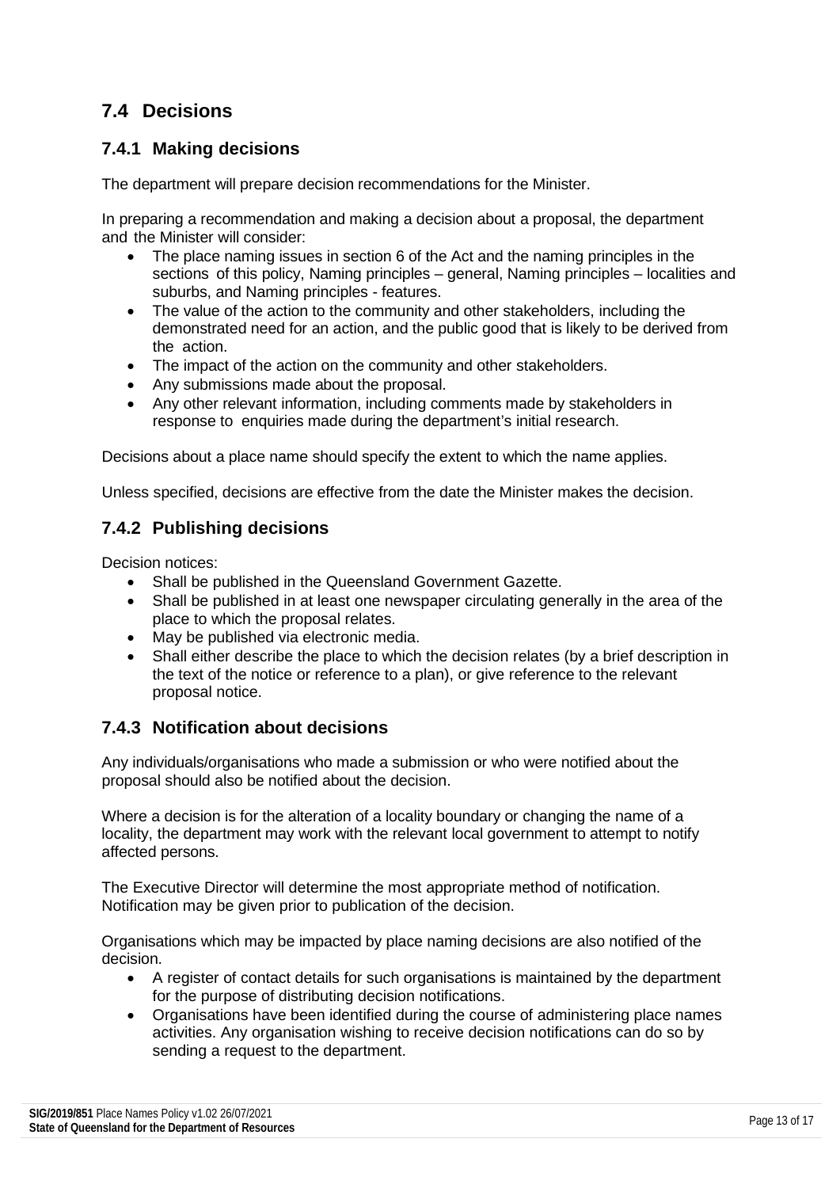## 7.4 Decisions

### 7.4.1 Making decisions

The department will prepare decision recommendations for the Minister.

In preparing a recommendation and making a decision about a proposal, the department and the Minister will consider:

- The place naming issues in section 6 of the Act and the naming principles in the sections of this policy, Naming principles – general, Naming principles – localities and suburbs, and Naming principles - features.
- The value of the action to the community and other stakeholders, including the demonstrated need for an action, and the public good that is likely to be derived from the action.
- The impact of the action on the community and other stakeholders.
- Any submissions made about the proposal.
- Any other relevant information, including comments made by stakeholders in response to enquiries made during the department's initial research.

Decisions about a place name should specify the extent to which the name applies.

Unless specified, decisions are effective from the date the Minister makes the decision.

### 7.4.2 Publishing decisions

Decision notices:

- Shall be published in the Queensland Government Gazette.
- Shall be published in at least one newspaper circulating generally in the area of the place to which the proposal relates.
- May be published via electronic media.
- Shall either describe the place to which the decision relates (by a brief description in the text of the notice or reference to a plan), or give reference to the relevant proposal notice.

### 7.4.3 Notification about decisions

Any individuals/organisations who made a submission or who were notified about the proposal should also be notified about the decision.

Where a decision is for the alteration of a locality boundary or changing the name of a locality, the department may work with the relevant local government to attempt to notify affected persons.

The Executive Director will determine the most appropriate method of notification. Notification may be given prior to publication of the decision.

Organisations which may be impacted by place naming decisions are also notified of the decision.

- A register of contact details for such organisations is maintained by the department for the purpose of distributing decision notifications.
- Organisations have been identified during the course of administering place names activities. Any organisation wishing to receive decision notifications can do so by sending a request to the department.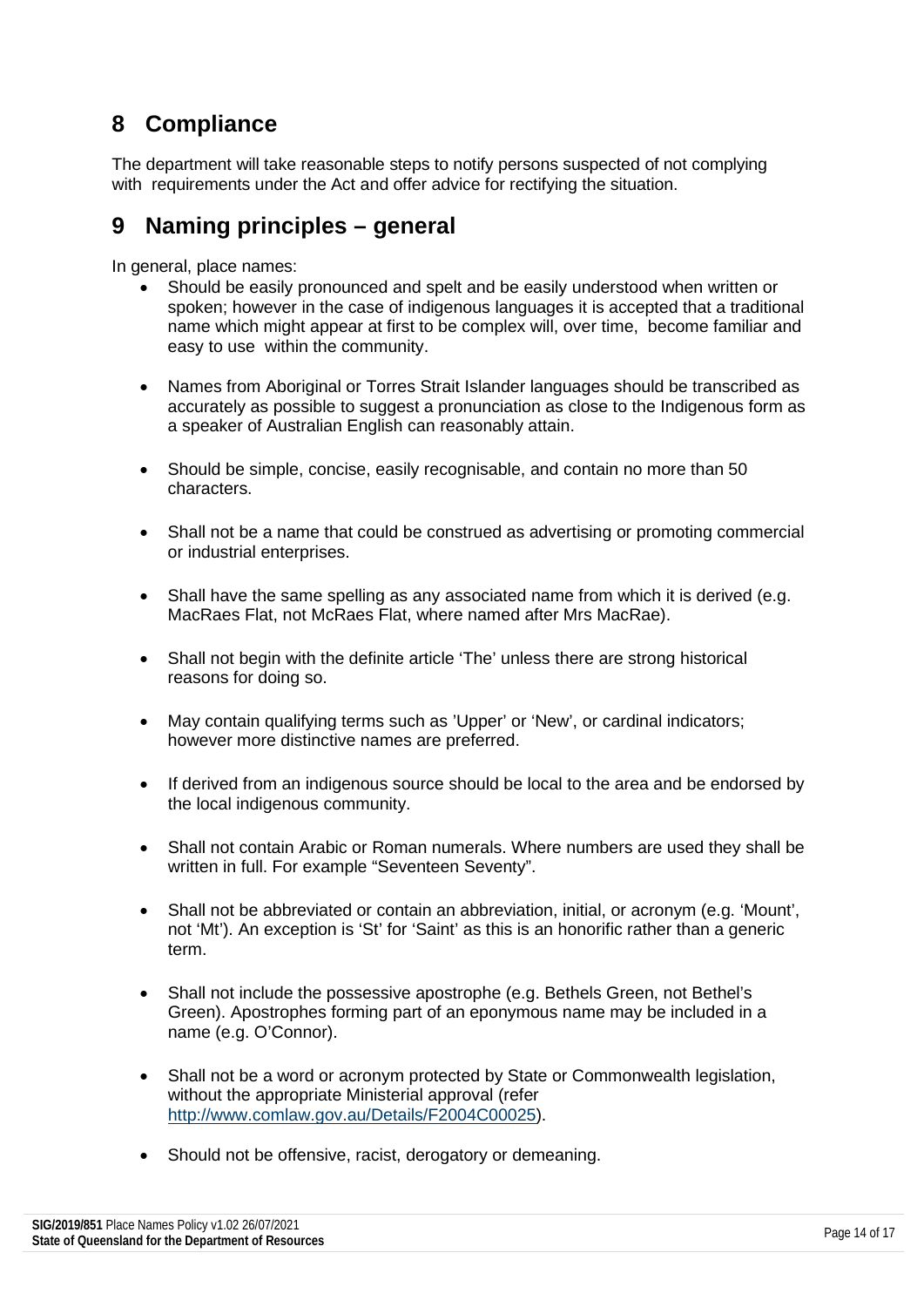## 8 Compliance

The department will take reasonable steps to notify persons suspected of not complying with requirements under the Act and offer advice for rectifying the situation.

## 9 Naming principles – general

In general, place names:

- Should be easily pronounced and spelt and be easily understood when written or spoken; however in the case of indigenous languages it is accepted that a traditional name which might appear at first to be complex will, over time, become familiar and easy to use within the community.
- Names from Aboriginal or Torres Strait Islander languages should be transcribed as accurately as possible to suggest a pronunciation as close to the Indigenous form as a speaker of Australian English can reasonably attain.
- Should be simple, concise, easily recognisable, and contain no more than 50 characters.
- Shall not be a name that could be construed as advertising or promoting commercial or industrial enterprises.
- Shall have the same spelling as any associated name from which it is derived (e.g. MacRaes Flat, not McRaes Flat, where named after Mrs MacRae).
- Shall not begin with the definite article 'The' unless there are strong historical reasons for doing so.
- May contain qualifying terms such as 'Upper' or 'New', or cardinal indicators; however more distinctive names are preferred.
- If derived from an indigenous source should be local to the area and be endorsed by the local indigenous community.
- Shall not contain Arabic or Roman numerals. Where numbers are used they shall be written in full. For example "Seventeen Seventy".
- Shall not be abbreviated or contain an abbreviation, initial, or acronym (e.g. 'Mount', not 'Mt'). An exception is 'St' for 'Saint' as this is an honorific rather than a generic term.
- Shall not include the possessive apostrophe (e.g. Bethels Green, not Bethel's Green). Apostrophes forming part of an eponymous name may be included in a name (e.g. O'Connor).
- Shall not be a word or acronym protected by State or Commonwealth legislation, without the appropriate Ministerial approval (refer [http://www.comlaw.gov.au/Details/F2004C00025](http://www.comlaw.gov.au/Details/F2004C00025)).
- Should not be offensive, racist, derogatory or demeaning.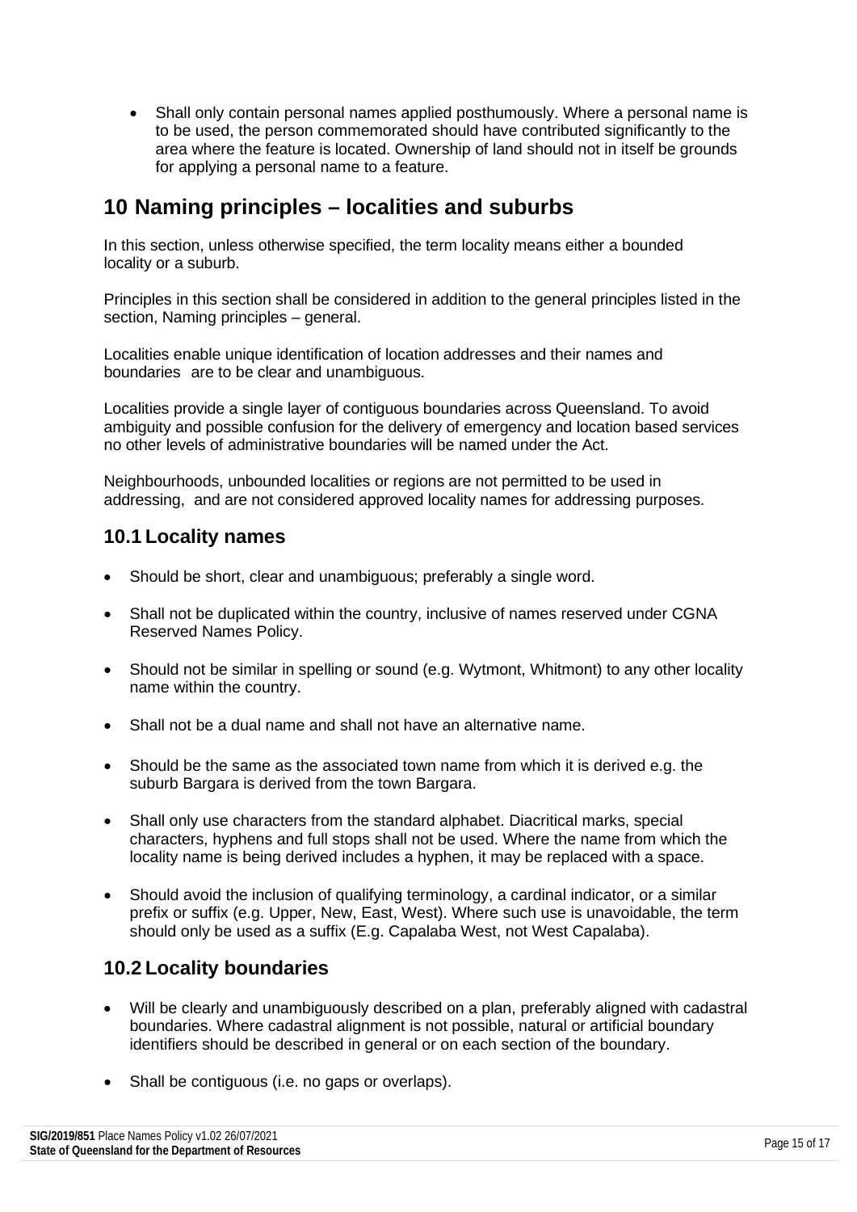- Shall only contain personal names applied posthumously. Where a personal name is to be used, the person commemorated should have contributed significantly to the area where the feature is located. Ownership of land should not in itself be grounds for applying a personal name to a feature.

# 10 Naming principles – localities and suburbs

In this section, unless otherwise specified, the term locality means either a bounded locality or a suburb.

Principles in this section shall be considered in addition to the general principles listed in the section, Naming principles – general.

Localities enable unique identification of location addresses and their names and boundaries are to be clear and unambiguous.

Localities provide a single layer of contiguous boundaries across Queensland. To avoid ambiguity and possible confusion for the delivery of emergency and location based services no other levels of administrative boundaries will be named under the Act.

Neighbourhoods, unbounded localities or regions are not permitted to be used in addressing, and are not considered approved locality names for addressing purposes.

## 10.1 Locality names

- Should be short, clear and unambiguous; preferably a single word.
- Shall not be duplicated within the country, inclusive of names reserved under CGNA Reserved Names Policy.
- Should not be similar in spelling or sound (e.g. Wytmont, Whitmont) to any other locality name within the country.
- Shall not be a dual name and shall not have an alternative name.
- Should be the same as the associated town name from which it is derived e.g. the suburb Bargara is derived from the town Bargara.
- Shall only use characters from the standard alphabet. Diacritical marks, special characters, hyphens and full stops shall not be used. Where the name from which the locality name is being derived includes a hyphen, it may be replaced with a space.
- Should avoid the inclusion of qualifying terminology, a cardinal indicator, or a similar prefix or suffix (e.g. Upper, New, East, West). Where such use is unavoidable, the term should only be used as a suffix (E.g. Capalaba West, not West Capalaba).

## 10.2 Locality boundaries

- Will be clearly and unambiguously described on a plan, preferably aligned with cadastral boundaries. Where cadastral alignment is not possible, natural or artificial boundary identifiers should be described in general or on each section of the boundary.
- Shall be contiguous (i.e. no gaps or overlaps).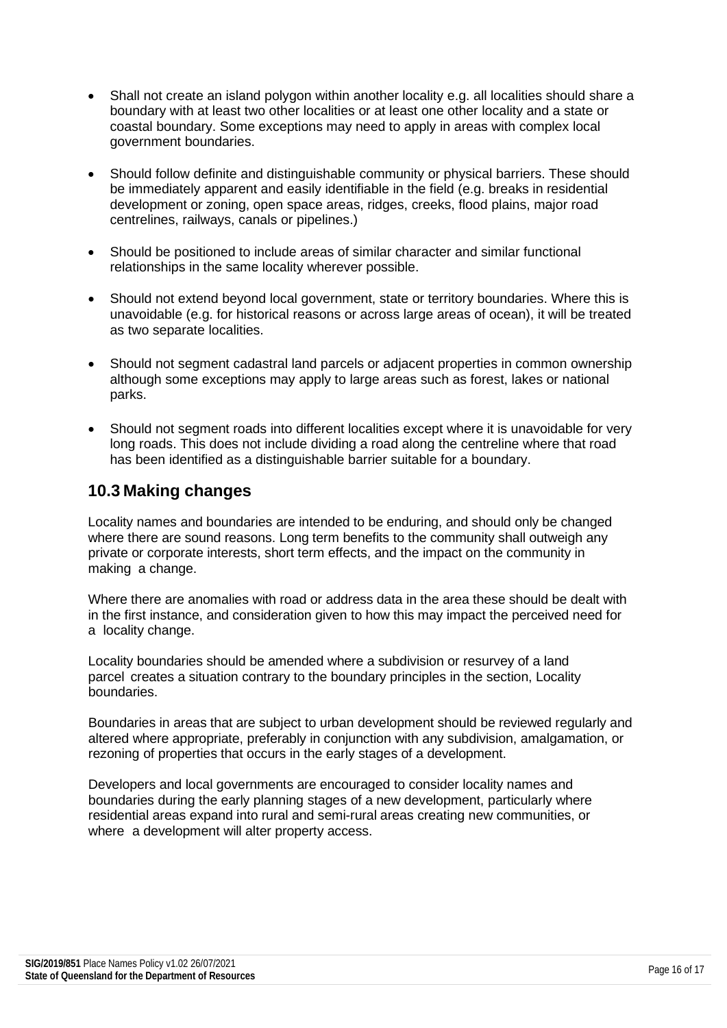- Shall not create an island polygon within another locality e.g. all localities should share a boundary with at least two other localities or at least one other locality and a state or coastal boundary. Some exceptions may need to apply in areas with complex local government boundaries.
- Should follow definite and distinguishable community or physical barriers. These should be immediately apparent and easily identifiable in the field (e.g. breaks in residential development or zoning, open space areas, ridges, creeks, flood plains, major road centrelines, railways, canals or pipelines.)
- Should be positioned to include areas of similar character and similar functional relationships in the same locality wherever possible.
- Should not extend beyond local government, state or territory boundaries. Where this is unavoidable (e.g. for historical reasons or across large areas of ocean), it will be treated as two separate localities.
- Should not segment cadastral land parcels or adjacent properties in common ownership although some exceptions may apply to large areas such as forest, lakes or national parks.
- Should not segment roads into different localities except where it is unavoidable for very long roads. This does not include dividing a road along the centreline where that road has been identified as a distinguishable barrier suitable for a boundary.

## 10.3 Making changes

Locality names and boundaries are intended to be enduring, and should only be changed where there are sound reasons. Long term benefits to the community shall outweigh any private or corporate interests, short term effects, and the impact on the community in making a change.

Where there are anomalies with road or address data in the area these should be dealt with in the first instance, and consideration given to how this may impact the perceived need for a locality change.

Locality boundaries should be amended where a subdivision or resurvey of a land parcel creates a situation contrary to the boundary principles in the section, Locality boundaries.

Boundaries in areas that are subject to urban development should be reviewed regularly and altered where appropriate, preferably in conjunction with any subdivision, amalgamation, or rezoning of properties that occurs in the early stages of a development.

Developers and local governments are encouraged to consider locality names and boundaries during the early planning stages of a new development, particularly where residential areas expand into rural and semi-rural areas creating new communities, or where a development will alter property access.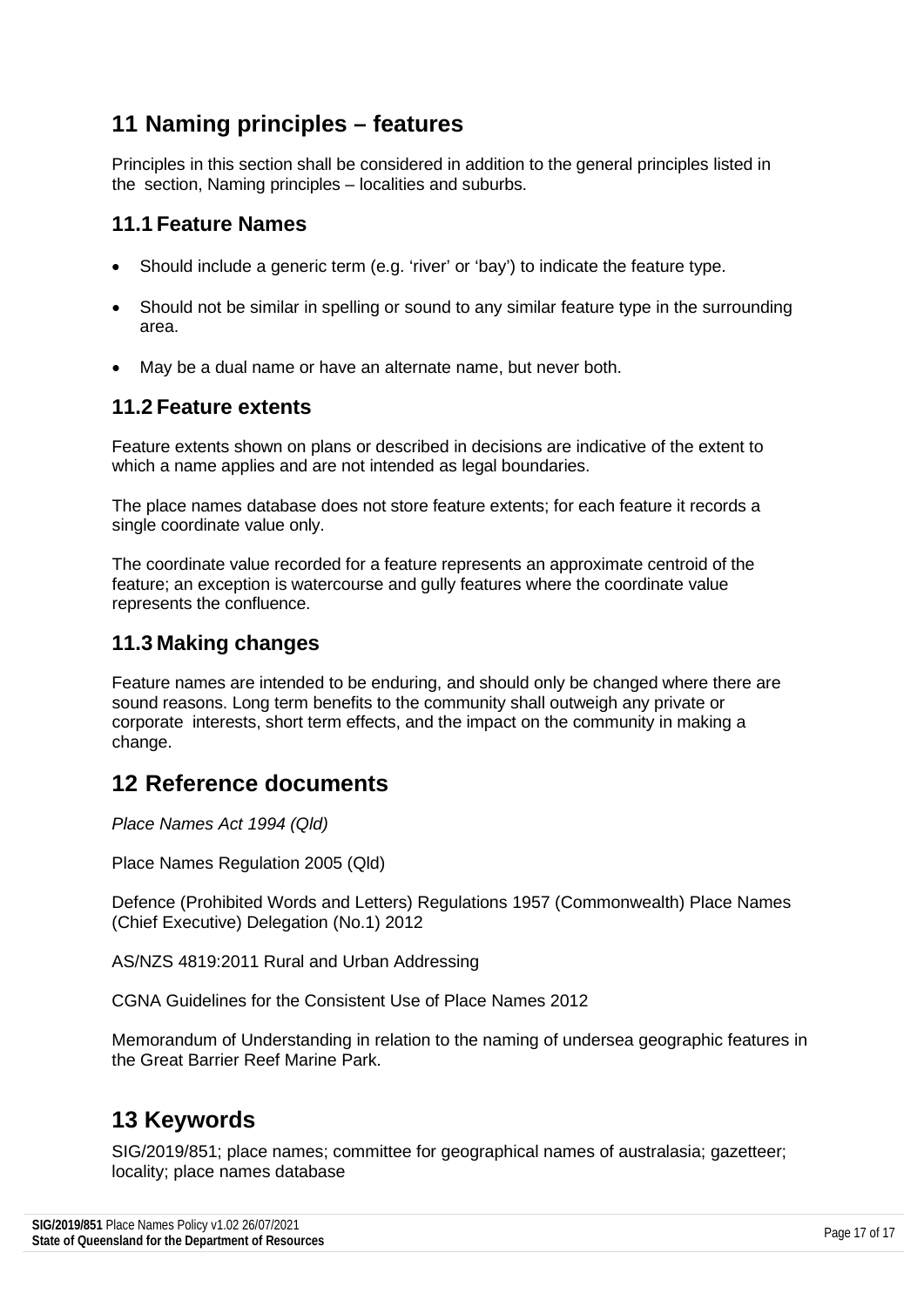# 11 Naming principles – features

Principles in this section shall be considered in addition to the general principles listed in the section, Naming principles – localities and suburbs.

## 11.1 Feature Names

- Should include a generic term (e.g. 'river' or 'bay') to indicate the feature type.
- Should not be similar in spelling or sound to any similar feature type in the surrounding area.
- May be a dual name or have an alternate name, but never both.

## 11.2 Feature extents

Feature extents shown on plans or described in decisions are indicative of the extent to which a name applies and are not intended as legal boundaries.

The place names database does not store feature extents; for each feature it records a single coordinate value only.

The coordinate value recorded for a feature represents an approximate centroid of the feature; an exception is watercourse and gully features where the coordinate value represents the confluence.

## 11.3 Making changes

Feature names are intended to be enduring, and should only be changed where there are sound reasons. Long term benefits to the community shall outweigh any private or corporate interests, short term effects, and the impact on the community in making a change.

# 12 Reference documents

*Place Names Act 1994 (Qld)*

Place Names Regulation 2005 (Qld)

Defence (Prohibited Words and Letters) Regulations 1957 (Commonwealth) Place Names (Chief Executive) Delegation (No.1) 2012

AS/NZS 4819:2011 Rural and Urban Addressing

CGNA Guidelines for the Consistent Use of Place Names 2012

Memorandum of Understanding in relation to the naming of undersea geographic features in the Great Barrier Reef Marine Park.

# 13 Keywords

SIG/2019/851; place names; committee for geographical names of australasia; gazetteer; locality; place names database